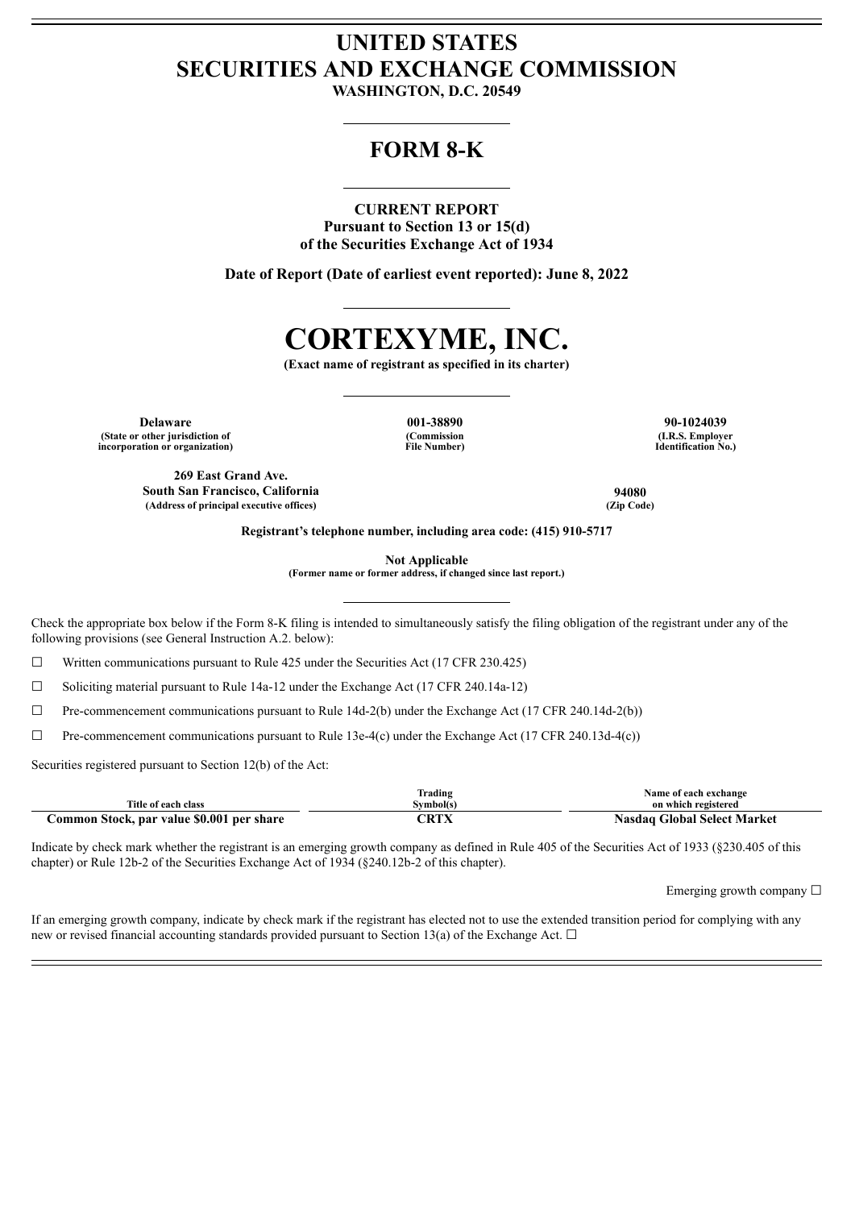# UNITED STATES
# SECURITIES AND EXCHANGE COMMISSION

**WASHINGTON, D.C. 20549**

## FORM 8-K

**CURRENT REPORT**
**Pursuant to Section 13 or 15(d)**
**of the Securities Exchange Act of 1934**

**Date of Report (Date of earliest event reported): June 8, 2022**

# CORTEXYME, INC.

**(Exact name of registrant as specified in its charter)**

| | | |
|---|---|---|
| **Delaware** | **001-38890** | **90-1024039** |
| **(State or other jurisdiction of incorporation or organization)** | **(Commission File Number)** | **(I.R.S. Employer Identification No.)** |

| | |
|---|---|
| **269 East Grand Ave.**<br>**South San Francisco, California** | **94080** |
| **(Address of principal executive offices)** | **(Zip Code)** |

**Registrant's telephone number, including area code: (415) 910-5717**

**Not Applicable**
**(Former name or former address, if changed since last report.)**

Check the appropriate box below if the Form 8-K filing is intended to simultaneously satisfy the filing obligation of the registrant under any of the following provisions (see General Instruction A.2. below):

☐ Written communications pursuant to Rule 425 under the Securities Act (17 CFR 230.425)

☐ Soliciting material pursuant to Rule 14a-12 under the Exchange Act (17 CFR 240.14a-12)

☐ Pre-commencement communications pursuant to Rule 14d-2(b) under the Exchange Act (17 CFR 240.14d-2(b))

☐ Pre-commencement communications pursuant to Rule 13e-4(c) under the Exchange Act (17 CFR 240.13d-4(c))

Securities registered pursuant to Section 12(b) of the Act:

| Title of each class | Trading Symbol(s) | Name of each exchange on which registered |
|---|---|---|
| **Common Stock, par value $0.001 per share** | **CRTX** | **Nasdaq Global Select Market** |

Indicate by check mark whether the registrant is an emerging growth company as defined in Rule 405 of the Securities Act of 1933 (§230.405 of this chapter) or Rule 12b-2 of the Securities Exchange Act of 1934 (§240.12b-2 of this chapter).

Emerging growth company ☐

If an emerging growth company, indicate by check mark if the registrant has elected not to use the extended transition period for complying with any new or revised financial accounting standards provided pursuant to Section 13(a) of the Exchange Act. ☐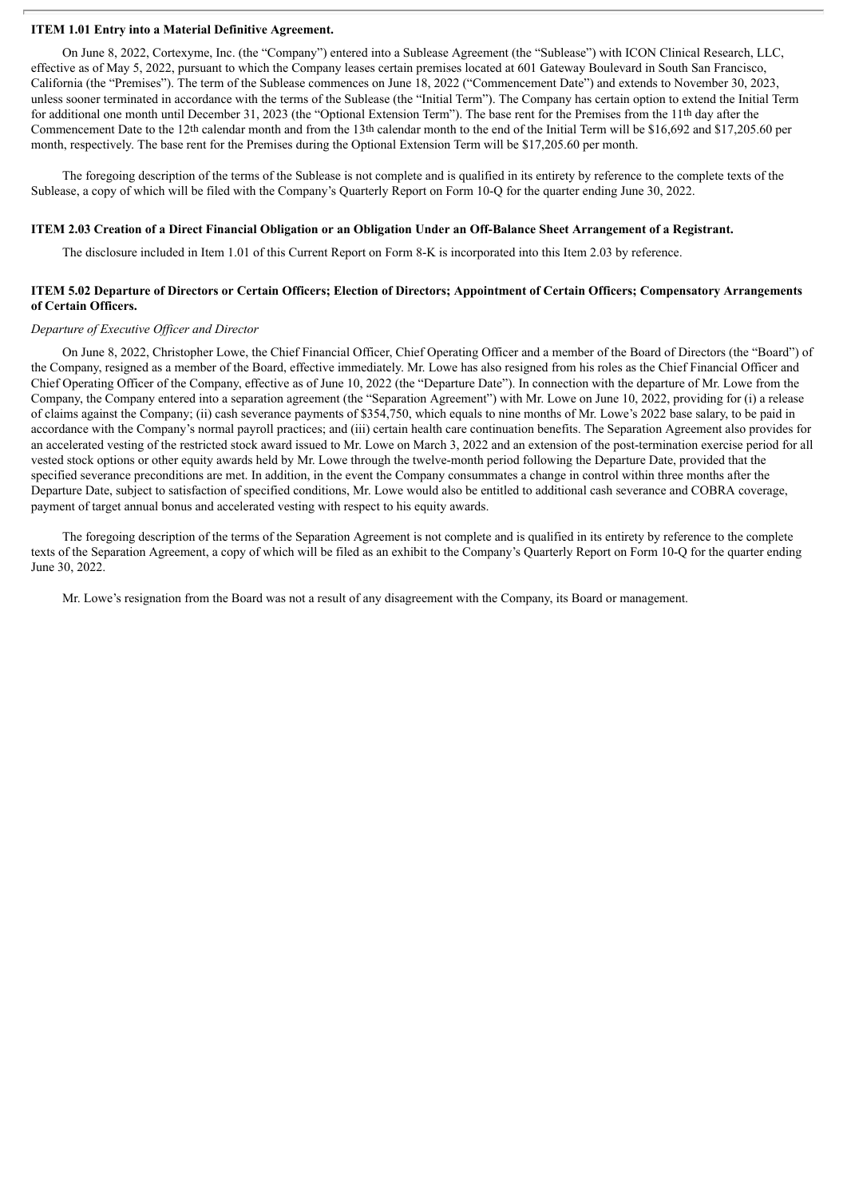**ITEM 1.01 Entry into a Material Definitive Agreement.**

On June 8, 2022, Cortexyme, Inc. (the "Company") entered into a Sublease Agreement (the "Sublease") with ICON Clinical Research, LLC, effective as of May 5, 2022, pursuant to which the Company leases certain premises located at 601 Gateway Boulevard in South San Francisco, California (the "Premises"). The term of the Sublease commences on June 18, 2022 ("Commencement Date") and extends to November 30, 2023, unless sooner terminated in accordance with the terms of the Sublease (the "Initial Term"). The Company has certain option to extend the Initial Term for additional one month until December 31, 2023 (the "Optional Extension Term"). The base rent for the Premises from the 11th day after the Commencement Date to the 12th calendar month and from the 13th calendar month to the end of the Initial Term will be $16,692 and $17,205.60 per month, respectively. The base rent for the Premises during the Optional Extension Term will be $17,205.60 per month.

The foregoing description of the terms of the Sublease is not complete and is qualified in its entirety by reference to the complete texts of the Sublease, a copy of which will be filed with the Company's Quarterly Report on Form 10-Q for the quarter ending June 30, 2022.

**ITEM 2.03 Creation of a Direct Financial Obligation or an Obligation Under an Off-Balance Sheet Arrangement of a Registrant.**

The disclosure included in Item 1.01 of this Current Report on Form 8-K is incorporated into this Item 2.03 by reference.

**ITEM 5.02 Departure of Directors or Certain Officers; Election of Directors; Appointment of Certain Officers; Compensatory Arrangements of Certain Officers.**

*Departure of Executive Officer and Director*

On June 8, 2022, Christopher Lowe, the Chief Financial Officer, Chief Operating Officer and a member of the Board of Directors (the "Board") of the Company, resigned as a member of the Board, effective immediately. Mr. Lowe has also resigned from his roles as the Chief Financial Officer and Chief Operating Officer of the Company, effective as of June 10, 2022 (the "Departure Date"). In connection with the departure of Mr. Lowe from the Company, the Company entered into a separation agreement (the "Separation Agreement") with Mr. Lowe on June 10, 2022, providing for (i) a release of claims against the Company; (ii) cash severance payments of $354,750, which equals to nine months of Mr. Lowe's 2022 base salary, to be paid in accordance with the Company's normal payroll practices; and (iii) certain health care continuation benefits. The Separation Agreement also provides for an accelerated vesting of the restricted stock award issued to Mr. Lowe on March 3, 2022 and an extension of the post-termination exercise period for all vested stock options or other equity awards held by Mr. Lowe through the twelve-month period following the Departure Date, provided that the specified severance preconditions are met. In addition, in the event the Company consummates a change in control within three months after the Departure Date, subject to satisfaction of specified conditions, Mr. Lowe would also be entitled to additional cash severance and COBRA coverage, payment of target annual bonus and accelerated vesting with respect to his equity awards.

The foregoing description of the terms of the Separation Agreement is not complete and is qualified in its entirety by reference to the complete texts of the Separation Agreement, a copy of which will be filed as an exhibit to the Company's Quarterly Report on Form 10-Q for the quarter ending June 30, 2022.

Mr. Lowe's resignation from the Board was not a result of any disagreement with the Company, its Board or management.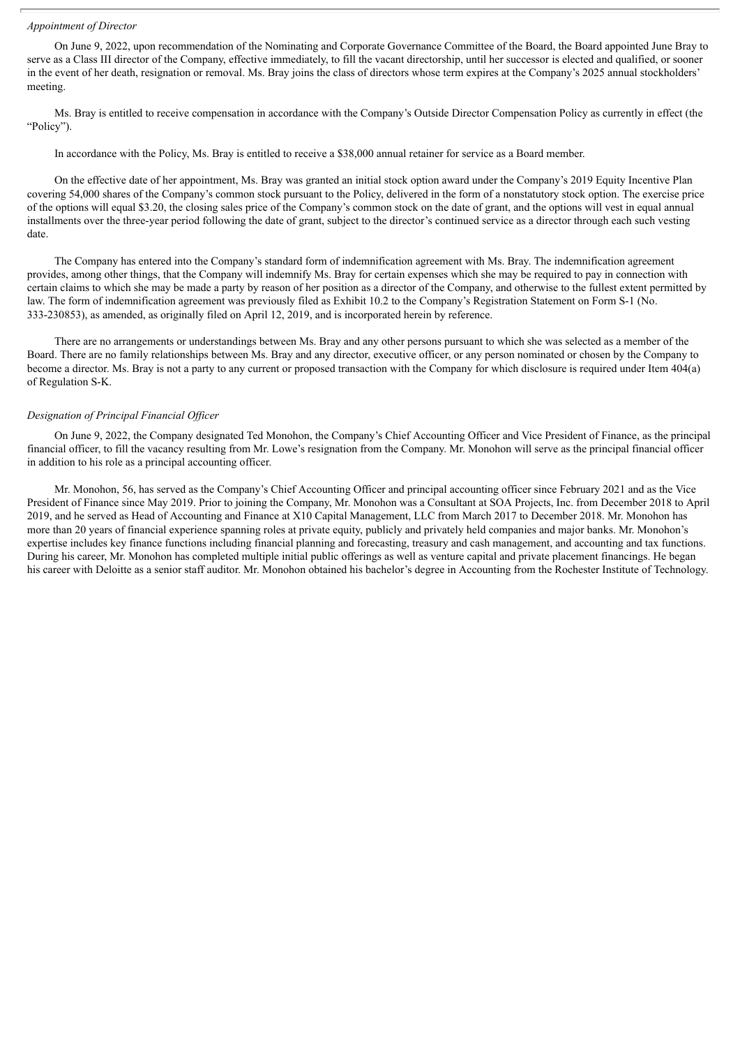*Appointment of Director*

On June 9, 2022, upon recommendation of the Nominating and Corporate Governance Committee of the Board, the Board appointed June Bray to serve as a Class III director of the Company, effective immediately, to fill the vacant directorship, until her successor is elected and qualified, or sooner in the event of her death, resignation or removal. Ms. Bray joins the class of directors whose term expires at the Company's 2025 annual stockholders' meeting.

Ms. Bray is entitled to receive compensation in accordance with the Company's Outside Director Compensation Policy as currently in effect (the "Policy").

In accordance with the Policy, Ms. Bray is entitled to receive a $38,000 annual retainer for service as a Board member.

On the effective date of her appointment, Ms. Bray was granted an initial stock option award under the Company's 2019 Equity Incentive Plan covering 54,000 shares of the Company's common stock pursuant to the Policy, delivered in the form of a nonstatutory stock option. The exercise price of the options will equal $3.20, the closing sales price of the Company's common stock on the date of grant, and the options will vest in equal annual installments over the three-year period following the date of grant, subject to the director's continued service as a director through each such vesting date.

The Company has entered into the Company's standard form of indemnification agreement with Ms. Bray. The indemnification agreement provides, among other things, that the Company will indemnify Ms. Bray for certain expenses which she may be required to pay in connection with certain claims to which she may be made a party by reason of her position as a director of the Company, and otherwise to the fullest extent permitted by law. The form of indemnification agreement was previously filed as Exhibit 10.2 to the Company's Registration Statement on Form S-1 (No. 333-230853), as amended, as originally filed on April 12, 2019, and is incorporated herein by reference.

There are no arrangements or understandings between Ms. Bray and any other persons pursuant to which she was selected as a member of the Board. There are no family relationships between Ms. Bray and any director, executive officer, or any person nominated or chosen by the Company to become a director. Ms. Bray is not a party to any current or proposed transaction with the Company for which disclosure is required under Item 404(a) of Regulation S-K.

*Designation of Principal Financial Officer*

On June 9, 2022, the Company designated Ted Monohon, the Company's Chief Accounting Officer and Vice President of Finance, as the principal financial officer, to fill the vacancy resulting from Mr. Lowe's resignation from the Company. Mr. Monohon will serve as the principal financial officer in addition to his role as a principal accounting officer.

Mr. Monohon, 56, has served as the Company's Chief Accounting Officer and principal accounting officer since February 2021 and as the Vice President of Finance since May 2019. Prior to joining the Company, Mr. Monohon was a Consultant at SOA Projects, Inc. from December 2018 to April 2019, and he served as Head of Accounting and Finance at X10 Capital Management, LLC from March 2017 to December 2018. Mr. Monohon has more than 20 years of financial experience spanning roles at private equity, publicly and privately held companies and major banks. Mr. Monohon's expertise includes key finance functions including financial planning and forecasting, treasury and cash management, and accounting and tax functions. During his career, Mr. Monohon has completed multiple initial public offerings as well as venture capital and private placement financings. He began his career with Deloitte as a senior staff auditor. Mr. Monohon obtained his bachelor's degree in Accounting from the Rochester Institute of Technology.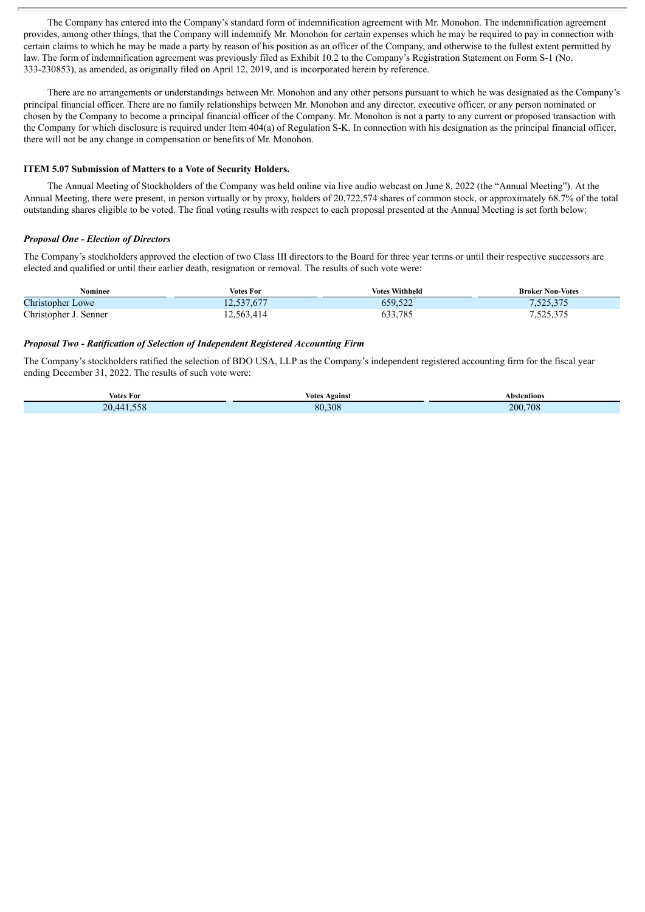The Company has entered into the Company's standard form of indemnification agreement with Mr. Monohon. The indemnification agreement provides, among other things, that the Company will indemnify Mr. Monohon for certain expenses which he may be required to pay in connection with certain claims to which he may be made a party by reason of his position as an officer of the Company, and otherwise to the fullest extent permitted by law. The form of indemnification agreement was previously filed as Exhibit 10.2 to the Company's Registration Statement on Form S-1 (No. 333-230853), as amended, as originally filed on April 12, 2019, and is incorporated herein by reference.

There are no arrangements or understandings between Mr. Monohon and any other persons pursuant to which he was designated as the Company's principal financial officer. There are no family relationships between Mr. Monohon and any director, executive officer, or any person nominated or chosen by the Company to become a principal financial officer of the Company. Mr. Monohon is not a party to any current or proposed transaction with the Company for which disclosure is required under Item 404(a) of Regulation S-K. In connection with his designation as the principal financial officer, there will not be any change in compensation or benefits of Mr. Monohon.

**ITEM 5.07 Submission of Matters to a Vote of Security Holders.**

The Annual Meeting of Stockholders of the Company was held online via live audio webcast on June 8, 2022 (the "Annual Meeting"). At the Annual Meeting, there were present, in person virtually or by proxy, holders of 20,722,574 shares of common stock, or approximately 68.7% of the total outstanding shares eligible to be voted. The final voting results with respect to each proposal presented at the Annual Meeting is set forth below:

***Proposal One - Election of Directors***

The Company's stockholders approved the election of two Class III directors to the Board for three year terms or until their respective successors are elected and qualified or until their earlier death, resignation or removal. The results of such vote were:

| Nominee | Votes For | Votes Withheld | Broker Non-Votes |
|---|---|---|---|
| Christopher Lowe | 12,537,677 | 659,522 | 7,525,375 |
| Christopher J. Senner | 12,563,414 | 633,785 | 7,525,375 |

***Proposal Two - Ratification of Selection of Independent Registered Accounting Firm***

The Company's stockholders ratified the selection of BDO USA, LLP as the Company's independent registered accounting firm for the fiscal year ending December 31, 2022. The results of such vote were:

| Votes For | Votes Against | Abstentions |
|---|---|---|
| 20,441,558 | 80,308 | 200,708 |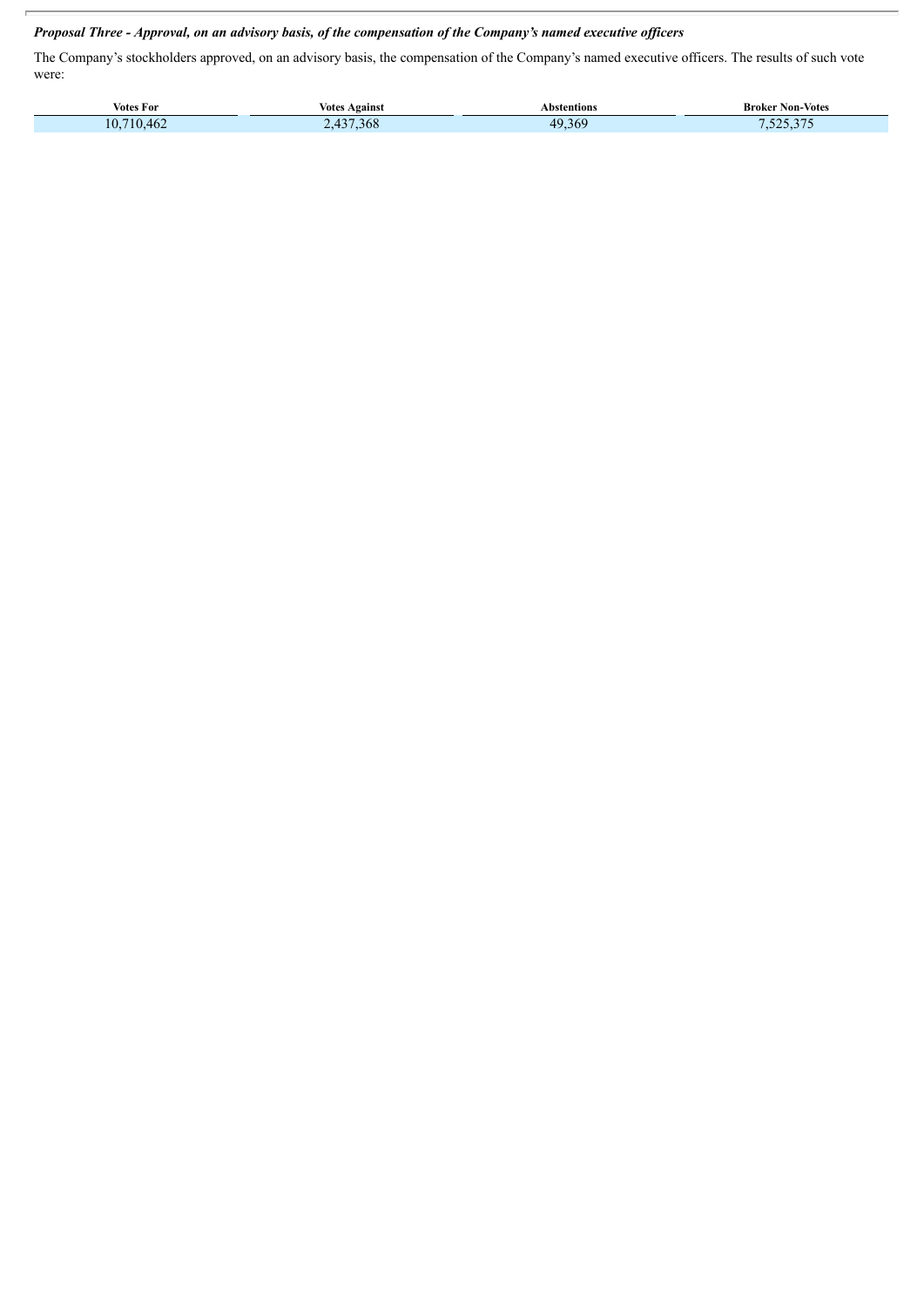***Proposal Three - Approval, on an advisory basis, of the compensation of the Company's named executive officers***

The Company's stockholders approved, on an advisory basis, the compensation of the Company's named executive officers. The results of such vote were:

| Votes For | Votes Against | Abstentions | Broker Non-Votes |
| --- | --- | --- | --- |
| 10,710,462 | 2,437,368 | 49,369 | 7,525,375 |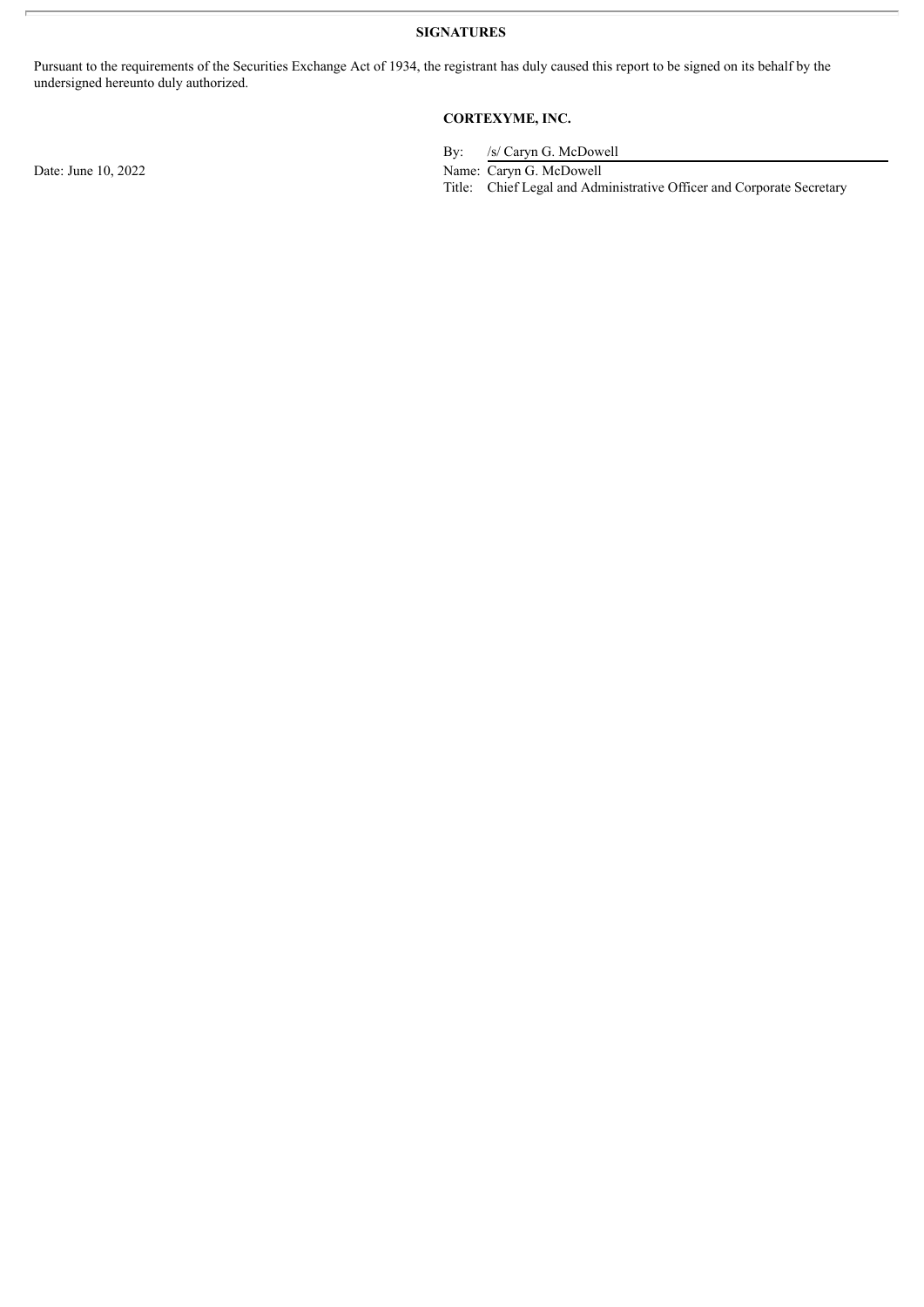**SIGNATURES**

Pursuant to the requirements of the Securities Exchange Act of 1934, the registrant has duly caused this report to be signed on its behalf by the undersigned hereunto duly authorized.

**CORTEXYME, INC.**

Date: June 10, 2022

By: /s/ Caryn G. McDowell
Name: Caryn G. McDowell
Title: Chief Legal and Administrative Officer and Corporate Secretary